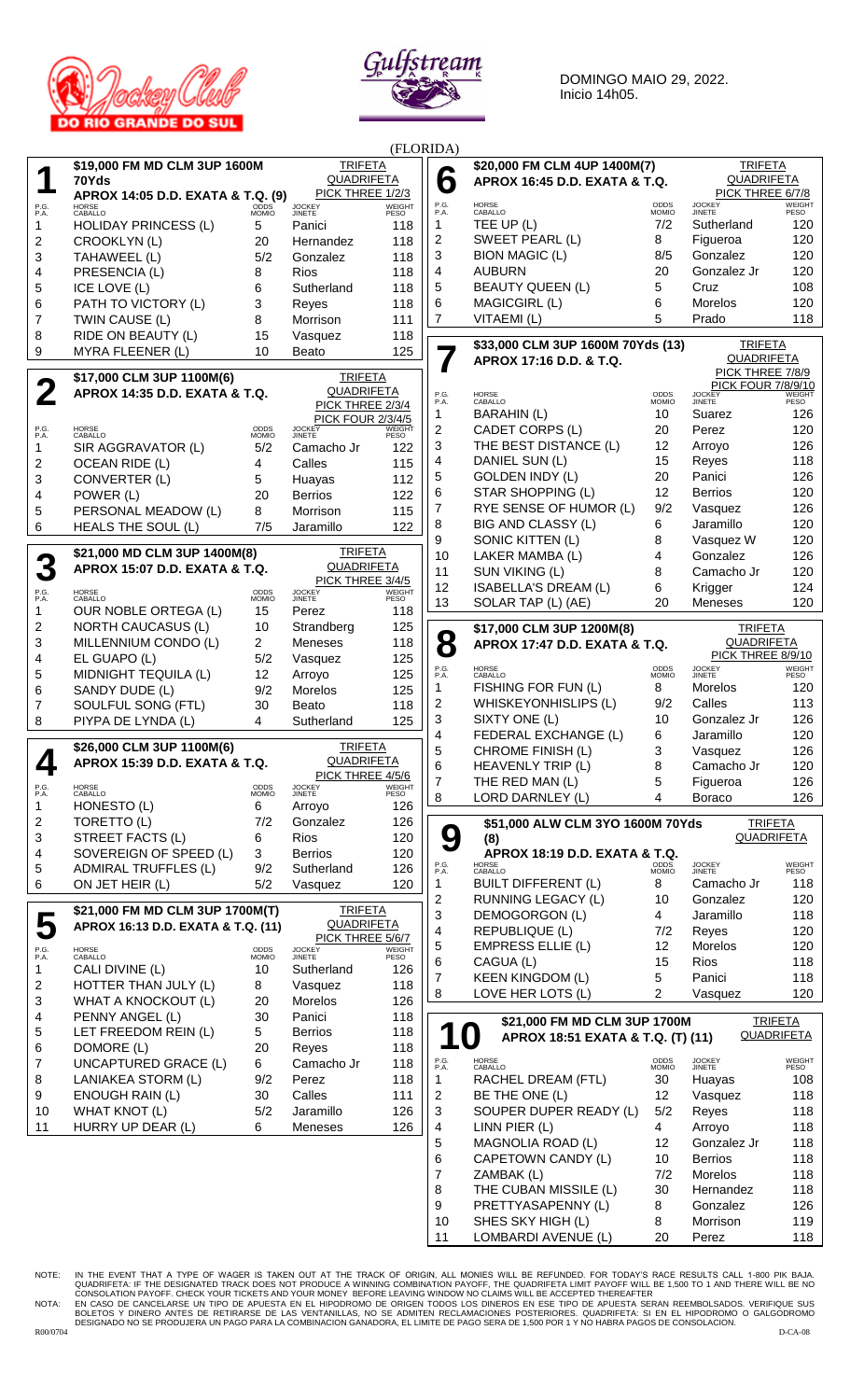DOMINGO MAIO 29, 2022.
Inicio 14h05.

(FLORIDA)

## 1

**$19,000 FM MD CLM 3UP 1600M 70Yds**
**APROX 14:05 D.D. EXATA & T.Q. (9)**
TRIFETA · QUADRIFETA · PICK THREE 1/2/3

| P.G. P.A. | HORSE CABALLO | ODDS MOMIO | JOCKEY JINETE | WEIGHT PESO |
|---|---|---|---|---|
| 1 | HOLIDAY PRINCESS (L) | 5 | Panici | 118 |
| 2 | CROOKLYN (L) | 20 | Hernandez | 118 |
| 3 | TAHAWEEL (L) | 5/2 | Gonzalez | 118 |
| 4 | PRESENCIA (L) | 8 | Rios | 118 |
| 5 | ICE LOVE (L) | 6 | Sutherland | 118 |
| 6 | PATH TO VICTORY (L) | 3 | Reyes | 118 |
| 7 | TWIN CAUSE (L) | 8 | Morrison | 111 |
| 8 | RIDE ON BEAUTY (L) | 15 | Vasquez | 118 |
| 9 | MYRA FLEENER (L) | 10 | Beato | 125 |

## 2

**$17,000 CLM 3UP 1100M(6)**
**APROX 14:35 D.D. EXATA & T.Q.**
TRIFETA · QUADRIFETA · PICK THREE 2/3/4 · PICK FOUR 2/3/4/5

| P.G. P.A. | HORSE CABALLO | ODDS MOMIO | JOCKEY JINETE | WEIGHT PESO |
|---|---|---|---|---|
| 1 | SIR AGGRAVATOR (L) | 5/2 | Camacho Jr | 122 |
| 2 | OCEAN RIDE (L) | 4 | Calles | 115 |
| 3 | CONVERTER (L) | 5 | Huayas | 112 |
| 4 | POWER (L) | 20 | Berrios | 122 |
| 5 | PERSONAL MEADOW (L) | 8 | Morrison | 115 |
| 6 | HEALS THE SOUL (L) | 7/5 | Jaramillo | 122 |

## 3

**$21,000 MD CLM 3UP 1400M(8)**
**APROX 15:07 D.D. EXATA & T.Q.**
TRIFETA · QUADRIFETA · PICK THREE 3/4/5

| P.G. P.A. | HORSE CABALLO | ODDS MOMIO | JOCKEY JINETE | WEIGHT PESO |
|---|---|---|---|---|
| 1 | OUR NOBLE ORTEGA (L) | 15 | Perez | 118 |
| 2 | NORTH CAUCASUS (L) | 10 | Strandberg | 125 |
| 3 | MILLENNIUM CONDO (L) | 2 | Meneses | 118 |
| 4 | EL GUAPO (L) | 5/2 | Vasquez | 125 |
| 5 | MIDNIGHT TEQUILA (L) | 12 | Arroyo | 125 |
| 6 | SANDY DUDE (L) | 9/2 | Morelos | 125 |
| 7 | SOULFUL SONG (FTL) | 30 | Beato | 118 |
| 8 | PIYPA DE LYNDA (L) | 4 | Sutherland | 125 |

## 4

**$26,000 CLM 3UP 1100M(6)**
**APROX 15:39 D.D. EXATA & T.Q.**
TRIFETA · QUADRIFETA · PICK THREE 4/5/6

| P.G. P.A. | HORSE CABALLO | ODDS MOMIO | JOCKEY JINETE | WEIGHT PESO |
|---|---|---|---|---|
| 1 | HONESTO (L) | 6 | Arroyo | 126 |
| 2 | TORETTO (L) | 7/2 | Gonzalez | 126 |
| 3 | STREET FACTS (L) | 6 | Rios | 120 |
| 4 | SOVEREIGN OF SPEED (L) | 3 | Berrios | 120 |
| 5 | ADMIRAL TRUFFLES (L) | 9/2 | Sutherland | 126 |
| 6 | ON JET HEIR (L) | 5/2 | Vasquez | 120 |

## 5

**$21,000 FM MD CLM 3UP 1700M(T)**
**APROX 16:13 D.D. EXATA & T.Q. (11)**
TRIFETA · QUADRIFETA · PICK THREE 5/6/7

| P.G. P.A. | HORSE CABALLO | ODDS MOMIO | JOCKEY JINETE | WEIGHT PESO |
|---|---|---|---|---|
| 1 | CALI DIVINE (L) | 10 | Sutherland | 126 |
| 2 | HOTTER THAN JULY (L) | 8 | Vasquez | 118 |
| 3 | WHAT A KNOCKOUT (L) | 20 | Morelos | 126 |
| 4 | PENNY ANGEL (L) | 30 | Panici | 118 |
| 5 | LET FREEDOM REIN (L) | 5 | Berrios | 118 |
| 6 | DOMORE (L) | 20 | Reyes | 118 |
| 7 | UNCAPTURED GRACE (L) | 6 | Camacho Jr | 118 |
| 8 | LANIAKEA STORM (L) | 9/2 | Perez | 118 |
| 9 | ENOUGH RAIN (L) | 30 | Calles | 111 |
| 10 | WHAT KNOT (L) | 5/2 | Jaramillo | 126 |
| 11 | HURRY UP DEAR (L) | 6 | Meneses | 126 |

## 6

**$20,000 FM CLM 4UP 1400M(7)**
**APROX 16:45 D.D. EXATA & T.Q.**
TRIFETA · QUADRIFETA · PICK THREE 6/7/8

| P.G. P.A. | HORSE CABALLO | ODDS MOMIO | JOCKEY JINETE | WEIGHT PESO |
|---|---|---|---|---|
| 1 | TEE UP (L) | 7/2 | Sutherland | 120 |
| 2 | SWEET PEARL (L) | 8 | Figueroa | 120 |
| 3 | BION MAGIC (L) | 8/5 | Gonzalez | 120 |
| 4 | AUBURN | 20 | Gonzalez Jr | 120 |
| 5 | BEAUTY QUEEN (L) | 5 | Cruz | 108 |
| 6 | MAGICGIRL (L) | 6 | Morelos | 120 |
| 7 | VITAEMI (L) | 5 | Prado | 118 |

## 7

**$33,000 CLM 3UP 1600M 70Yds (13)**
**APROX 17:16 D.D. & T.Q.**
TRIFETA · QUADRIFETA · PICK THREE 7/8/9 · PICK FOUR 7/8/9/10

| P.G. P.A. | HORSE CABALLO | ODDS MOMIO | JOCKEY JINETE | WEIGHT PESO |
|---|---|---|---|---|
| 1 | BARAHIN (L) | 10 | Suarez | 126 |
| 2 | CADET CORPS (L) | 20 | Perez | 120 |
| 3 | THE BEST DISTANCE (L) | 12 | Arroyo | 126 |
| 4 | DANIEL SUN (L) | 15 | Reyes | 118 |
| 5 | GOLDEN INDY (L) | 20 | Panici | 126 |
| 6 | STAR SHOPPING (L) | 12 | Berrios | 120 |
| 7 | RYE SENSE OF HUMOR (L) | 9/2 | Vasquez | 126 |
| 8 | BIG AND CLASSY (L) | 6 | Jaramillo | 120 |
| 9 | SONIC KITTEN (L) | 8 | Vasquez W | 120 |
| 10 | LAKER MAMBA (L) | 4 | Gonzalez | 126 |
| 11 | SUN VIKING (L) | 8 | Camacho Jr | 120 |
| 12 | ISABELLA'S DREAM (L) | 6 | Krigger | 124 |
| 13 | SOLAR TAP (L) (AE) | 20 | Meneses | 120 |

## 8

**$17,000 CLM 3UP 1200M(8)**
**APROX 17:47 D.D. EXATA & T.Q.**
TRIFETA · QUADRIFETA · PICK THREE 8/9/10

| P.G. P.A. | HORSE CABALLO | ODDS MOMIO | JOCKEY JINETE | WEIGHT PESO |
|---|---|---|---|---|
| 1 | FISHING FOR FUN (L) | 8 | Morelos | 120 |
| 2 | WHISKEYONHISLIPS (L) | 9/2 | Calles | 113 |
| 3 | SIXTY ONE (L) | 10 | Gonzalez Jr | 126 |
| 4 | FEDERAL EXCHANGE (L) | 6 | Jaramillo | 120 |
| 5 | CHROME FINISH (L) | 3 | Vasquez | 126 |
| 6 | HEAVENLY TRIP (L) | 8 | Camacho Jr | 120 |
| 7 | THE RED MAN (L) | 5 | Figueroa | 126 |
| 8 | LORD DARNLEY (L) | 4 | Boraco | 126 |

## 9

**$51,000 ALW CLM 3YO 1600M 70Yds (8)**
**APROX 18:19 D.D. EXATA & T.Q.**
TRIFETA · QUADRIFETA

| P.G. P.A. | HORSE CABALLO | ODDS MOMIO | JOCKEY JINETE | WEIGHT PESO |
|---|---|---|---|---|
| 1 | BUILT DIFFERENT (L) | 8 | Camacho Jr | 118 |
| 2 | RUNNING LEGACY (L) | 10 | Gonzalez | 120 |
| 3 | DEMOGORGON (L) | 4 | Jaramillo | 118 |
| 4 | REPUBLIQUE (L) | 7/2 | Reyes | 120 |
| 5 | EMPRESS ELLIE (L) | 12 | Morelos | 120 |
| 6 | CAGUA (L) | 15 | Rios | 118 |
| 7 | KEEN KINGDOM (L) | 5 | Panici | 118 |
| 8 | LOVE HER LOTS (L) | 2 | Vasquez | 120 |

## 10

**$21,000 FM MD CLM 3UP 1700M**
**APROX 18:51 EXATA & T.Q. (T) (11)**
TRIFETA · QUADRIFETA

| P.G. P.A. | HORSE CABALLO | ODDS MOMIO | JOCKEY JINETE | WEIGHT PESO |
|---|---|---|---|---|
| 1 | RACHEL DREAM (FTL) | 30 | Huayas | 108 |
| 2 | BE THE ONE (L) | 12 | Vasquez | 118 |
| 3 | SOUPER DUPER READY (L) | 5/2 | Reyes | 118 |
| 4 | LINN PIER (L) | 4 | Arroyo | 118 |
| 5 | MAGNOLIA ROAD (L) | 12 | Gonzalez Jr | 118 |
| 6 | CAPETOWN CANDY (L) | 10 | Berrios | 118 |
| 7 | ZAMBAK (L) | 7/2 | Morelos | 118 |
| 8 | THE CUBAN MISSILE (L) | 30 | Hernandez | 118 |
| 9 | PRETTYASAPENNY (L) | 8 | Gonzalez | 126 |
| 10 | SHES SKY HIGH (L) | 8 | Morrison | 119 |
| 11 | LOMBARDI AVENUE (L) | 20 | Perez | 118 |

NOTE: IN THE EVENT THAT A TYPE OF WAGER IS TAKEN OUT AT THE TRACK OF ORIGIN, ALL MONIES WILL BE REFUNDED. FOR TODAY'S RACE RESULTS CALL 1-800 PIK BAJA. QUADRIFETA: IF THE DESIGNATED TRACK DOES NOT PRODUCE A WINNING COMBINATION PAYOFF, THE QUADRIFETA LIMIT PAYOFF WILL BE 1,500 TO 1 AND THERE WILL BE NO CONSOLATION PAYOFF. CHECK YOUR TICKETS AND YOUR MONEY BEFORE LEAVING WINDOW NO CLAIMS WILL BE ACCEPTED THEREAFTER

NOTA: EN CASO DE CANCELARSE UN TIPO DE APUESTA EN EL HIPODROMO DE ORIGEN TODOS LOS DINEROS EN ESE TIPO DE APUESTA SERAN REEMBOLSADOS. VERIFIQUE SUS BOLETOS Y DINERO ANTES DE RETIRARSE DE LAS VENTANILLAS, NO SE ADMITEN RECLAMACIONES POSTERIORES. QUADRIFETA: SI EN EL HIPODROMO O GALGODROMO DESIGNADO NO SE PRODUJERA UN PAGO PARA LA COMBINACION GANADORA, EL LIMITE DE PAGO SERA DE 1,500 POR 1 Y NO HABRA PAGOS DE CONSOLACION.

R00/0704 D-CA-08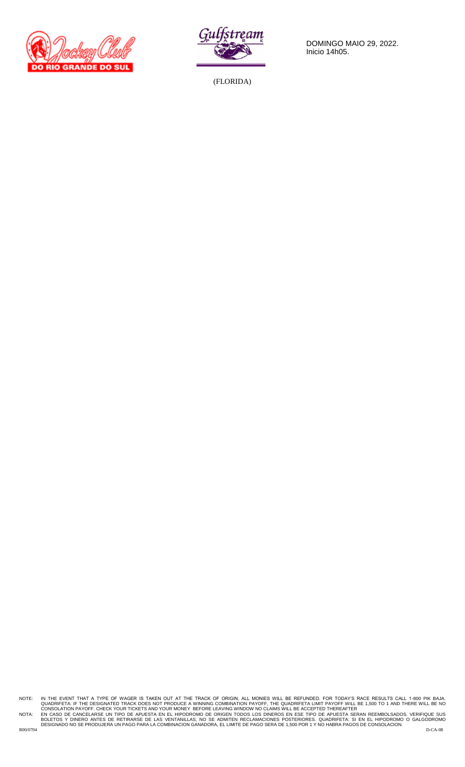Jockey Club DO RIO GRANDE DO SUL

Gulfstream PARK

(FLORIDA)

DOMINGO MAIO 29, 2022.
Inicio 14h05.

NOTE: IN THE EVENT THAT A TYPE OF WAGER IS TAKEN OUT AT THE TRACK OF ORIGIN, ALL MONIES WILL BE REFUNDED. FOR TODAY'S RACE RESULTS CALL 1-800 PIK BAJA. QUADRIFETA: IF THE DESIGNATED TRACK DOES NOT PRODUCE A WINNING COMBINATION PAYOFF, THE QUADRIFETA LIMIT PAYOFF WILL BE 1,500 TO 1 AND THERE WILL BE NO CONSOLATION PAYOFF. CHECK YOUR TICKETS AND YOUR MONEY BEFORE LEAVING WINDOW NO CLAIMS WILL BE ACCEPTED THEREAFTER

NOTA: EN CASO DE CANCELARSE UN TIPO DE APUESTA EN EL HIPODROMO DE ORIGEN TODOS LOS DINEROS EN ESE TIPO DE APUESTA SERAN REEMBOLSADOS. VERIFIQUE SUS BOLETOS Y DINERO ANTES DE RETIRARSE DE LAS VENTANILLAS, NO SE ADMITEN RECLAMACIONES POSTERIORES. QUADRIFETA: SI EN EL HIPODROMO O GALGODROMO DESIGNADO NO SE PRODUJERA UN PAGO PARA LA COMBINACION GANADORA, EL LIMITE DE PAGO SERA DE 1,500 POR 1 Y NO HABRA PAGOS DE CONSOLACION.

R00/0704 D-CA-08